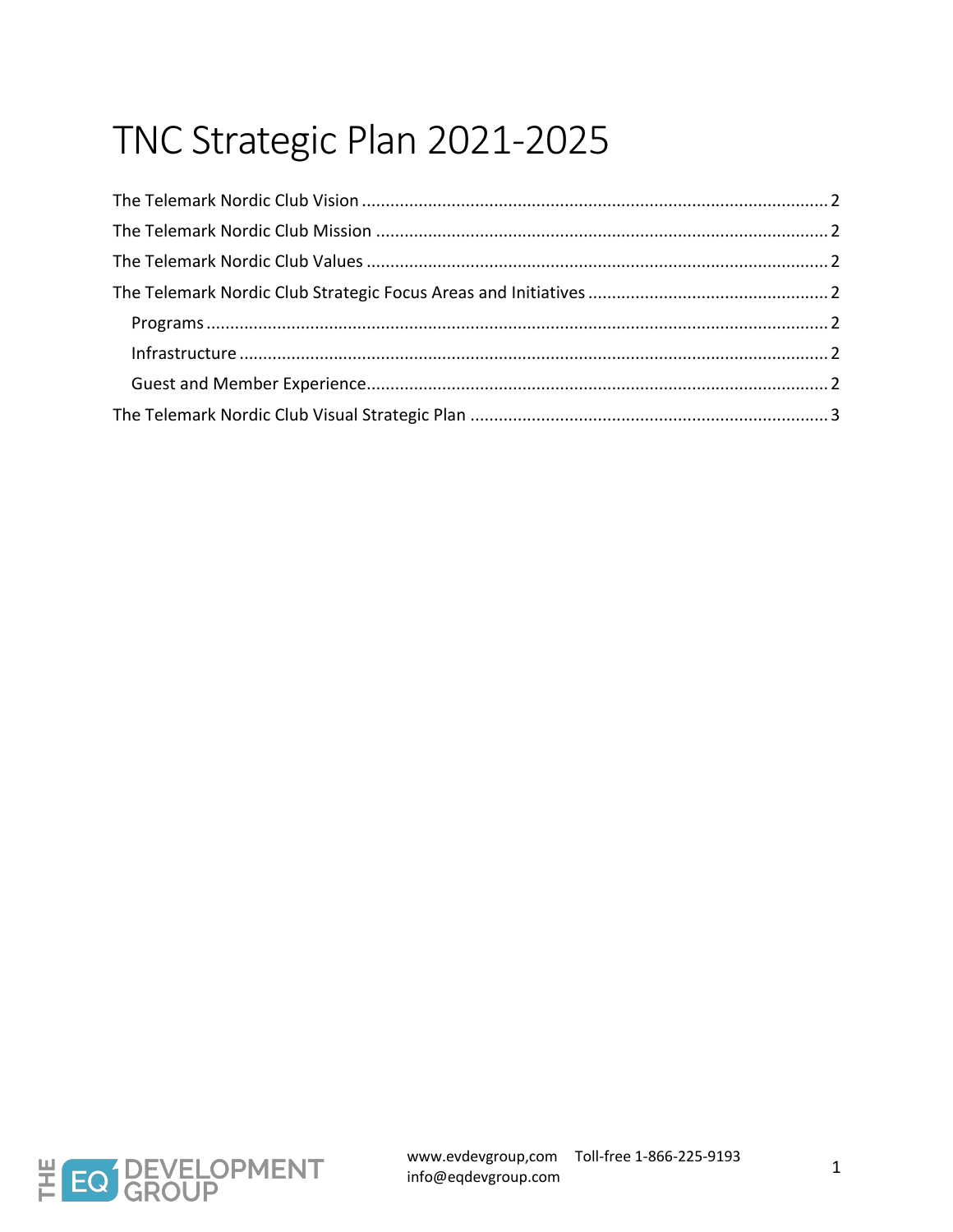# TNC Strategic Plan 2021-2025

The Telemark Nordic Club Vision .......... 2

The Telemark Nordic Club Mission .......... 2

The Telemark Nordic Club Values .......... 2

The Telemark Nordic Club Strategic Focus Areas and Initiatives .......... 2

- Programs .......... 2
- Infrastructure .......... 2
- Guest and Member Experience .......... 2

The Telemark Nordic Club Visual Strategic Plan .......... 3

THE EQ DEVELOPMENT GROUP

www.evdevgroup,com Toll-free 1-866-225-9193
info@eqdevgroup.com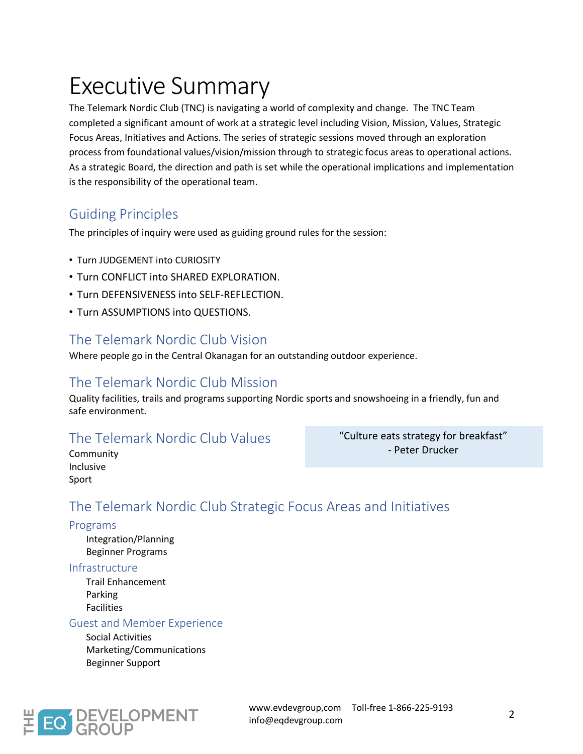# Executive Summary

The Telemark Nordic Club (TNC) is navigating a world of complexity and change. The TNC Team completed a significant amount of work at a strategic level including Vision, Mission, Values, Strategic Focus Areas, Initiatives and Actions. The series of strategic sessions moved through an exploration process from foundational values/vision/mission through to strategic focus areas to operational actions. As a strategic Board, the direction and path is set while the operational implications and implementation is the responsibility of the operational team.

## Guiding Principles

The principles of inquiry were used as guiding ground rules for the session:

- Turn JUDGEMENT into CURIOSITY
- Turn CONFLICT into SHARED EXPLORATION.
- Turn DEFENSIVENESS into SELF-REFLECTION.
- Turn ASSUMPTIONS into QUESTIONS.

## The Telemark Nordic Club Vision

Where people go in the Central Okanagan for an outstanding outdoor experience.

## The Telemark Nordic Club Mission

Quality facilities, trails and programs supporting Nordic sports and snowshoeing in a friendly, fun and safe environment.

## The Telemark Nordic Club Values

Community
Inclusive
Sport

> "Culture eats strategy for breakfast"
> - Peter Drucker

## The Telemark Nordic Club Strategic Focus Areas and Initiatives

### Programs

Integration/Planning
Beginner Programs

### Infrastructure

Trail Enhancement
Parking
Facilities

### Guest and Member Experience

Social Activities
Marketing/Communications
Beginner Support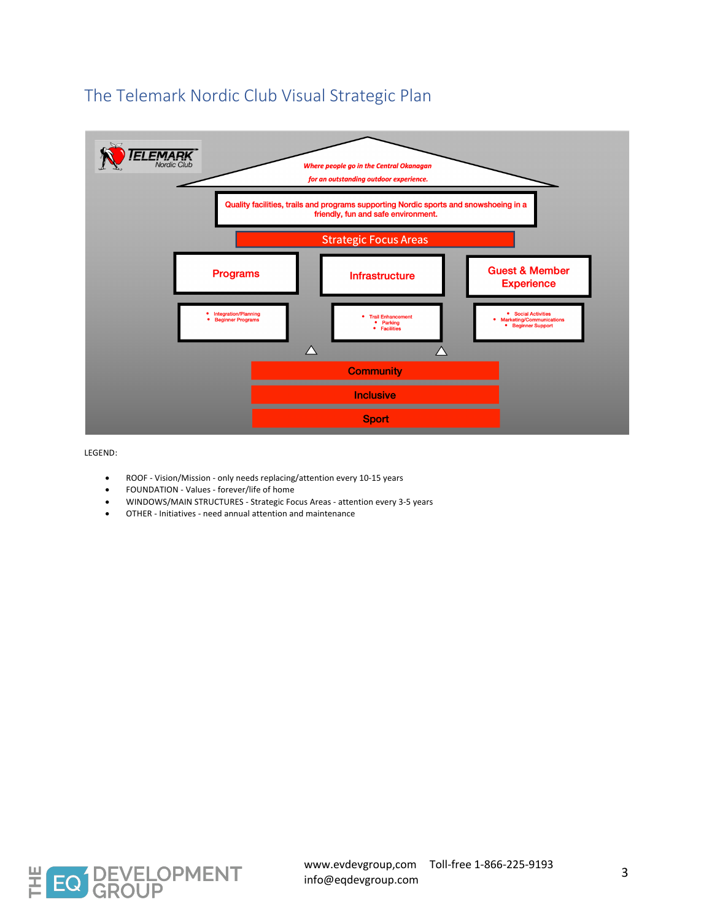# The Telemark Nordic Club Visual Strategic Plan

TELEMARK Nordic Club

*Where people go in the Central Okanagan*

*for an outstanding outdoor experience.*

**Quality facilities, trails and programs supporting Nordic sports and snowshoeing in a friendly, fun and safe environment.**

Strategic Focus Areas

**Programs**
- Integration/Planning
- Beginner Programs

**Infrastructure**
- Trail Enhancement
- Parking
- Facilities

**Guest & Member Experience**
- Social Activities
- Marketing/Communications
- Beginner Support

**Community**

**Inclusive**

**Sport**

LEGEND:

- ROOF - Vision/Mission - only needs replacing/attention every 10-15 years
- FOUNDATION - Values - forever/life of home
- WINDOWS/MAIN STRUCTURES - Strategic Focus Areas - attention every 3-5 years
- OTHER - Initiatives - need annual attention and maintenance

THE EQ DEVELOPMENT GROUP

www.evdevgroup,com Toll-free 1-866-225-9193
info@eqdevgroup.com